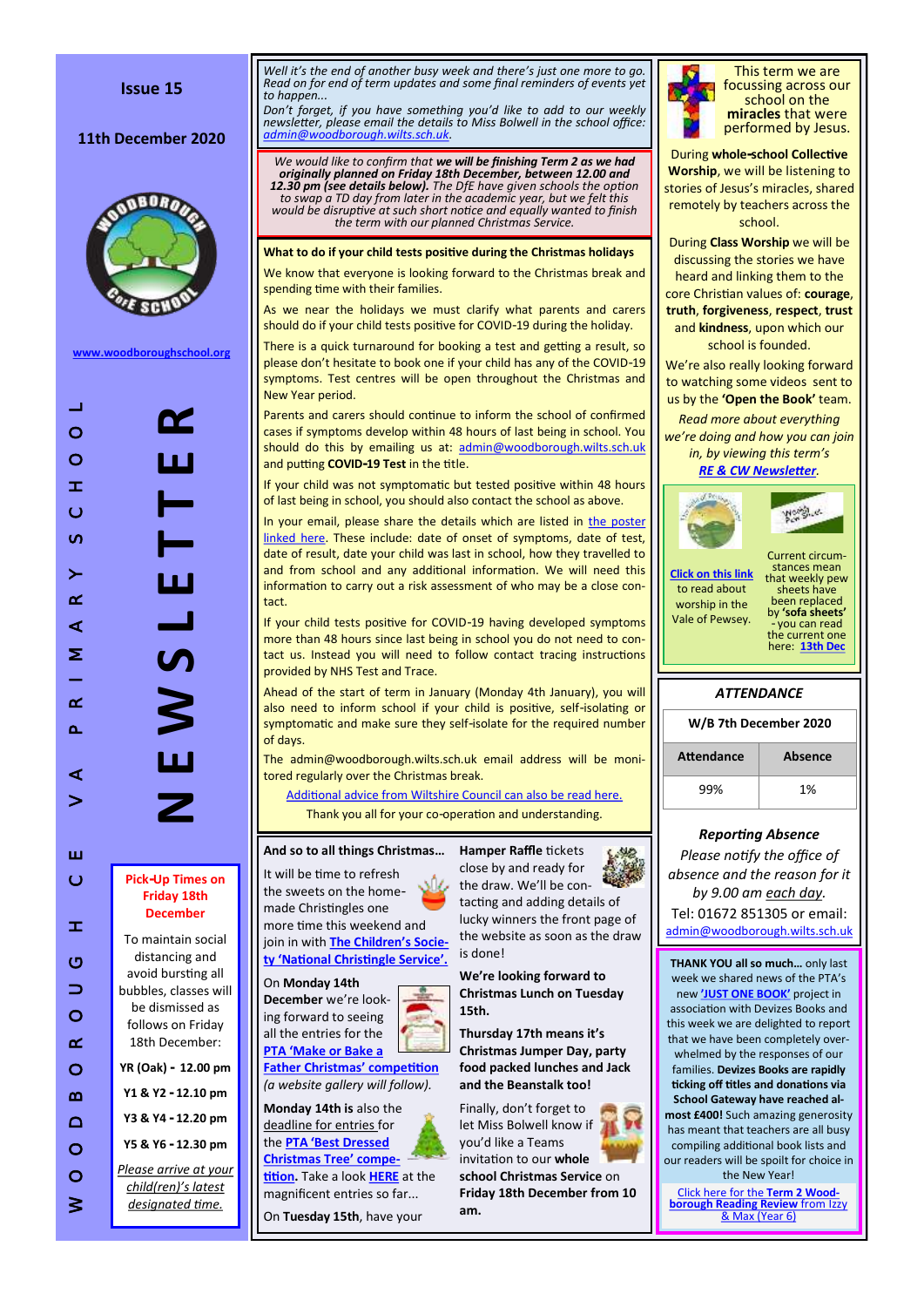# NEWSLETTER

WOODBOROUGH CHURCH OF ENGLAND VA PRIMARY SCHOOL

**Issue 15**

**11th December 2020**

www.woodboroughschool.org

*Well it's the end of another busy week and there's just one more to go. Read on for end of term updates and some final reminders of events yet to happen...*

*Don't forget, if you have something you'd like to add to our weekly newsletter, please email the details to Miss Bolwell in the school office: admin@woodborough.wilts.sch.uk.*

*We would like to confirm that **we will be finishing Term 2 as we had originally planned on Friday 18th December, between 12.00 and 12.30 pm (see details below).** The DfE have given schools the option to swap a TD day from later in the academic year, but we felt this would be disruptive at such short notice and equally wanted to finish the term with our planned Christmas Service.*

## What to do if your child tests positive during the Christmas holidays

We know that everyone is looking forward to the Christmas break and spending time with their families.

As we near the holidays we must clarify what parents and carers should do if your child tests positive for COVID-19 during the holiday.

There is a quick turnaround for booking a test and getting a result, so please don't hesitate to book one if your child has any of the COVID-19 symptoms. Test centres will be open throughout the Christmas and New Year period.

Parents and carers should continue to inform the school of confirmed cases if symptoms develop within 48 hours of last being in school. You should do this by emailing us at: admin@woodborough.wilts.sch.uk and putting **COVID-19 Test** in the title.

If your child was not symptomatic but tested positive within 48 hours of last being in school, you should also contact the school as above.

In your email, please share the details which are listed in the poster linked here. These include: date of onset of symptoms, date of test, date of result, date your child was last in school, how they travelled to and from school and any additional information. We will need this information to carry out a risk assessment of who may be a close contact.

If your child tests positive for COVID-19 having developed symptoms more than 48 hours since last being in school you do not need to contact us. Instead you will need to follow contact tracing instructions provided by NHS Test and Trace.

Ahead of the start of term in January (Monday 4th January), you will also need to inform school if your child is positive, self-isolating or symptomatic and make sure they self-isolate for the required number of days.

The admin@woodborough.wilts.sch.uk email address will be monitored regularly over the Christmas break.

Additional advice from Wiltshire Council can also be read here.

Thank you all for your co-operation and understanding.

## And so to all things Christmas…

It will be time to refresh the sweets on the home-made Christingles one more time this weekend and join in with **The Children's Society 'National Christingle Service'.**

**On Monday 14th December** we're looking forward to seeing all the entries for the **PTA 'Make or Bake a Father Christmas' competition** *(a website gallery will follow).*

**Monday 14th** is also the deadline for entries for the **PTA 'Best Dressed Christmas Tree' competition.** Take a look **HERE** at the magnificent entries so far...

On **Tuesday 15th**, have your

**Hamper Raffle** tickets close by and ready for the draw. We'll be contacting and adding details of lucky winners the front page of the website as soon as the draw is done!

**We're looking forward to Christmas Lunch on Tuesday 15th.**

**Thursday 17th means it's Christmas Jumper Day, party food packed lunches and Jack and the Beanstalk too!**

Finally, don't forget to let Miss Bolwell know if you'd like a Teams invitation to our **whole school Christmas Service** on **Friday 18th December from 10 am.**

### Pick-Up Times on Friday 18th December

To maintain social distancing and avoid bursting all bubbles, classes will be dismissed as follows on Friday 18th December:

**YR (Oak) - 12.00 pm**

**Y1 & Y2 - 12.10 pm**

**Y3 & Y4 - 12.20 pm**

**Y5 & Y6 - 12.30 pm**

*Please arrive at your child(ren)'s latest designated time.*

This term we are focussing across our school on the **miracles** that were performed by Jesus.

During **whole-school Collective Worship**, we will be listening to stories of Jesus's miracles, shared remotely by teachers across the school.

During **Class Worship** we will be discussing the stories we have heard and linking them to the core Christian values of: **courage**, **truth**, **forgiveness**, **respect**, **trust** and **kindness**, upon which our school is founded.

We're also really looking forward to watching some videos sent to us by the **'Open the Book'** team.

*Read more about everything we're doing and how you can join in, by viewing this term's **RE & CW Newsletter**.*

**Click on this link** to read about worship in the Vale of Pewsey.

Current circumstances mean that weekly pew sheets have been replaced by **'sofa sheets'** - you can read the current one here: **13th Dec**

### *ATTENDANCE*

**W/B 7th December 2020**

| Attendance | Absence |
|---|---|
| 99% | 1% |

### *Reporting Absence*

*Please notify the office of absence and the reason for it by 9.00 am each day.*

Tel: 01672 851305 or email: admin@woodborough.wilts.sch.uk

**THANK YOU all so much…** only last week we shared news of the PTA's new **'JUST ONE BOOK'** project in association with Devizes Books and this week we are delighted to report that we have been completely overwhelmed by the responses of our families. **Devizes Books are rapidly ticking off titles and donations via School Gateway have reached almost £400!** Such amazing generosity has meant that teachers are all busy compiling additional book lists and our readers will be spoilt for choice in the New Year!

Click here for the **Term 2 Woodborough Reading Review** from Izzy & Max (Year 6)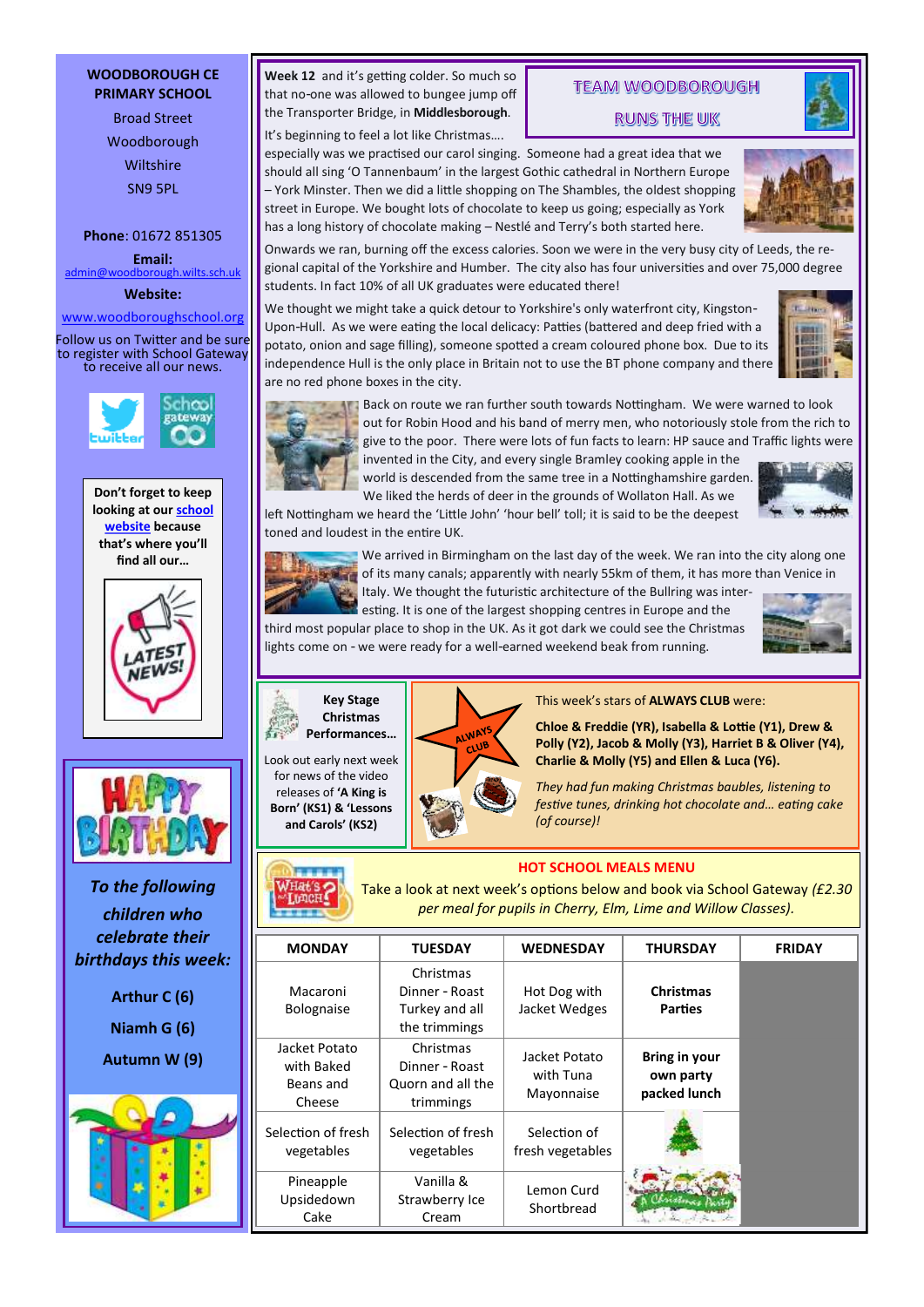**WOODBOROUGH CE PRIMARY SCHOOL**

Broad Street
Woodborough
Wiltshire
SN9 5PL

**Phone**: 01672 851305

**Email:**
admin@woodborough.wilts.sch.uk

**Website:**
www.woodboroughschool.org

Follow us on Twitter and be sure to register with School Gateway to receive all our news.

**Don't forget to keep looking at our school website because that's where you'll find all our…**

LATEST NEWS!

HAPPY BIRTHDAY

***To the following children who celebrate their birthdays this week:***

**Arthur C (6)**

**Niamh G (6)**

**Autumn W (9)**

## TEAM WOODBOROUGH RUNS THE UK

**Week 12** and it's getting colder. So much so that no-one was allowed to bungee jump off the Transporter Bridge, in **Middlesborough**.

It's beginning to feel a lot like Christmas…. especially was we practised our carol singing. Someone had a great idea that we should all sing 'O Tannenbaum' in the largest Gothic cathedral in Northern Europe – York Minster. Then we did a little shopping on The Shambles, the oldest shopping street in Europe. We bought lots of chocolate to keep us going; especially as York has a long history of chocolate making – Nestlé and Terry's both started here.

Onwards we ran, burning off the excess calories. Soon we were in the very busy city of Leeds, the regional capital of the Yorkshire and Humber. The city also has four universities and over 75,000 degree students. In fact 10% of all UK graduates were educated there!

We thought we might take a quick detour to Yorkshire's only waterfront city, Kingston-Upon-Hull. As we were eating the local delicacy: Patties (battered and deep fried with a potato, onion and sage filling), someone spotted a cream coloured phone box. Due to its independence Hull is the only place in Britain not to use the BT phone company and there are no red phone boxes in the city.

Back on route we ran further south towards Nottingham. We were warned to look out for Robin Hood and his band of merry men, who notoriously stole from the rich to give to the poor. There were lots of fun facts to learn: HP sauce and Traffic lights were invented in the City, and every single Bramley cooking apple in the world is descended from the same tree in a Nottinghamshire garden. We liked the herds of deer in the grounds of Wollaton Hall. As we left Nottingham we heard the 'Little John' 'hour bell' toll; it is said to be the deepest toned and loudest in the entire UK.

We arrived in Birmingham on the last day of the week. We ran into the city along one of its many canals; apparently with nearly 55km of them, it has more than Venice in Italy. We thought the futuristic architecture of the Bullring was interesting. It is one of the largest shopping centres in Europe and the third most popular place to shop in the UK. As it got dark we could see the Christmas lights come on - we were ready for a well-earned weekend beak from running.

**Key Stage Christmas Performances…**

Look out early next week for news of the video releases of **'A King is Born' (KS1) & 'Lessons and Carols' (KS2)**

ALWAYS CLUB

This week's stars of **ALWAYS CLUB** were:

**Chloe & Freddie (YR), Isabella & Lottie (Y1), Drew & Polly (Y2), Jacob & Molly (Y3), Harriet B & Oliver (Y4), Charlie & Molly (Y5) and Ellen & Luca (Y6).**

*They had fun making Christmas baubles, listening to festive tunes, drinking hot chocolate and… eating cake (of course)!*

**HOT SCHOOL MEALS MENU**

Take a look at next week's options below and book via School Gateway *(£2.30 per meal for pupils in Cherry, Elm, Lime and Willow Classes).*

| MONDAY | TUESDAY | WEDNESDAY | THURSDAY | FRIDAY |
|---|---|---|---|---|
| Macaroni Bolognaise | Christmas Dinner - Roast Turkey and all the trimmings | Hot Dog with Jacket Wedges | **Christmas Parties** | |
| Jacket Potato with Baked Beans and Cheese | Christmas Dinner - Roast Quorn and all the trimmings | Jacket Potato with Tuna Mayonnaise | **Bring in your own party packed lunch** | |
| Selection of fresh vegetables | Selection of fresh vegetables | Selection of fresh vegetables | | |
| Pineapple Upsidedown Cake | Vanilla & Strawberry Ice Cream | Lemon Curd Shortbread | | |